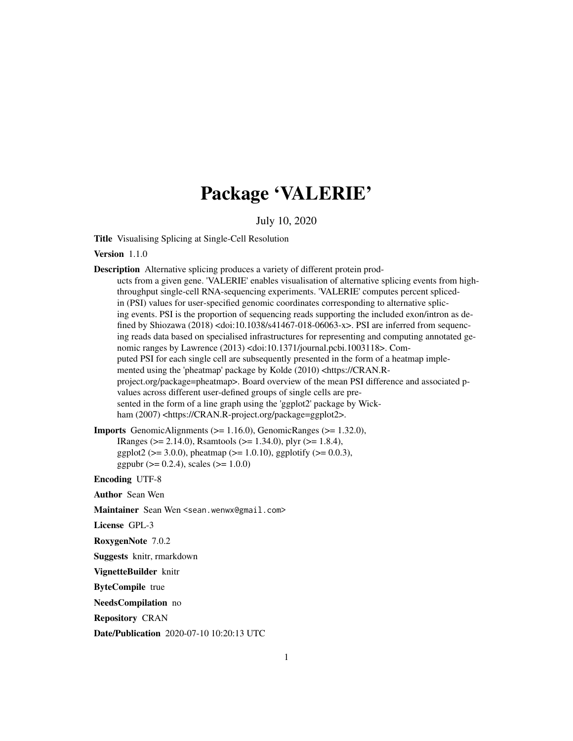# Package 'VALERIE'

July 10, 2020

**Title** Visualising Splicing at Single-Cell Resolution

**Version** 1.1.0

**Description** Alternative splicing produces a variety of different protein products from a given gene. 'VALERIE' enables visualisation of alternative splicing events from high-throughput single-cell RNA-sequencing experiments. 'VALERIE' computes percent spliced-in (PSI) values for user-specified genomic coordinates corresponding to alternative splicing events. PSI is the proportion of sequencing reads supporting the included exon/intron as defined by Shiozawa (2018) <doi:10.1038/s41467-018-06063-x>. PSI are inferred from sequencing reads data based on specialised infrastructures for representing and computing annotated genomic ranges by Lawrence (2013) <doi:10.1371/journal.pcbi.1003118>. Computed PSI for each single cell are subsequently presented in the form of a heatmap implemented using the 'pheatmap' package by Kolde (2010) <https://CRAN.R-project.org/package=pheatmap>. Board overview of the mean PSI difference and associated p-values across different user-defined groups of single cells are presented in the form of a line graph using the 'ggplot2' package by Wickham (2007) <https://CRAN.R-project.org/package=ggplot2>.

**Imports** GenomicAlignments (>= 1.16.0), GenomicRanges (>= 1.32.0), IRanges (>= 2.14.0), Rsamtools (>= 1.34.0), plyr (>= 1.8.4), ggplot2 (>= 3.0.0), pheatmap (>= 1.0.10), ggplotify (>= 0.0.3), ggpubr (>= 0.2.4), scales (>= 1.0.0)

**Encoding** UTF-8

**Author** Sean Wen

**Maintainer** Sean Wen <sean.wenwx@gmail.com>

**License** GPL-3

**RoxygenNote** 7.0.2

**Suggests** knitr, rmarkdown

**VignetteBuilder** knitr

**ByteCompile** true

**NeedsCompilation** no

**Repository** CRAN

**Date/Publication** 2020-07-10 10:20:13 UTC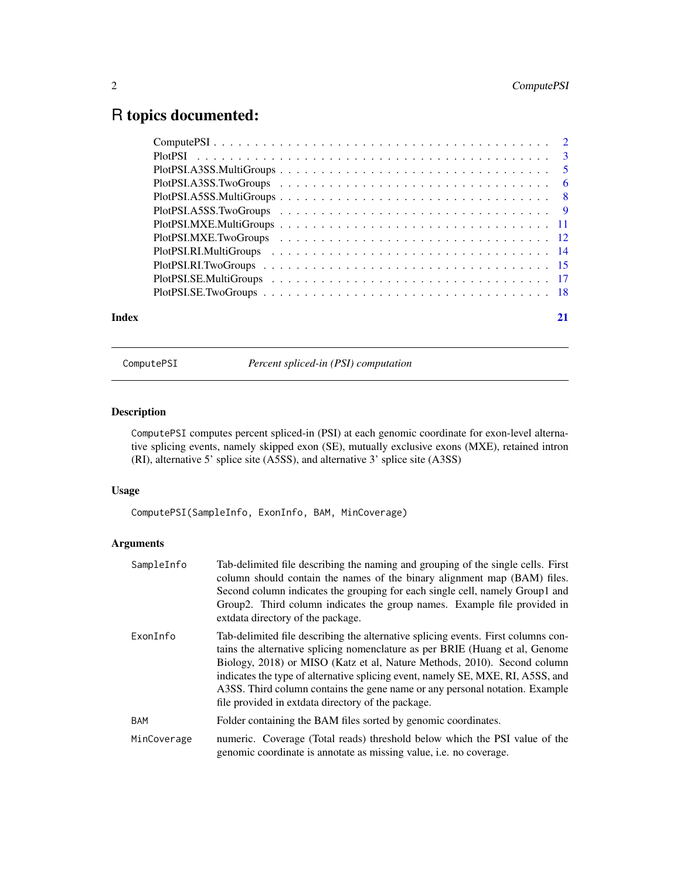# R topics documented:

| | |
|---|---|
| ComputePSI | 2 |
| PlotPSI | 3 |
| PlotPSI.A3SS.MultiGroups | 5 |
| PlotPSI.A3SS.TwoGroups | 6 |
| PlotPSI.A5SS.MultiGroups | 8 |
| PlotPSI.A5SS.TwoGroups | 9 |
| PlotPSI.MXE.MultiGroups | 11 |
| PlotPSI.MXE.TwoGroups | 12 |
| PlotPSI.RI.MultiGroups | 14 |
| PlotPSI.RI.TwoGroups | 15 |
| PlotPSI.SE.MultiGroups | 17 |
| PlotPSI.SE.TwoGroups | 18 |

**Index** 21

---

## ComputePSI — *Percent spliced-in (PSI) computation*

### Description

ComputePSI computes percent spliced-in (PSI) at each genomic coordinate for exon-level alternative splicing events, namely skipped exon (SE), mutually exclusive exons (MXE), retained intron (RI), alternative 5' splice site (A5SS), and alternative 3' splice site (A3SS)

### Usage

```
ComputePSI(SampleInfo, ExonInfo, BAM, MinCoverage)
```

### Arguments

| | |
|---|---|
| SampleInfo | Tab-delimited file describing the naming and grouping of the single cells. First column should contain the names of the binary alignment map (BAM) files. Second column indicates the grouping for each single cell, namely Group1 and Group2. Third column indicates the group names. Example file provided in extdata directory of the package. |
| ExonInfo | Tab-delimited file describing the alternative splicing events. First columns contains the alternative splicing nomenclature as per BRIE (Huang et al, Genome Biology, 2018) or MISO (Katz et al, Nature Methods, 2010). Second column indicates the type of alternative splicing event, namely SE, MXE, RI, A5SS, and A3SS. Third column contains the gene name or any personal notation. Example file provided in extdata directory of the package. |
| BAM | Folder containing the BAM files sorted by genomic coordinates. |
| MinCoverage | numeric. Coverage (Total reads) threshold below which the PSI value of the genomic coordinate is annotate as missing value, i.e. no coverage. |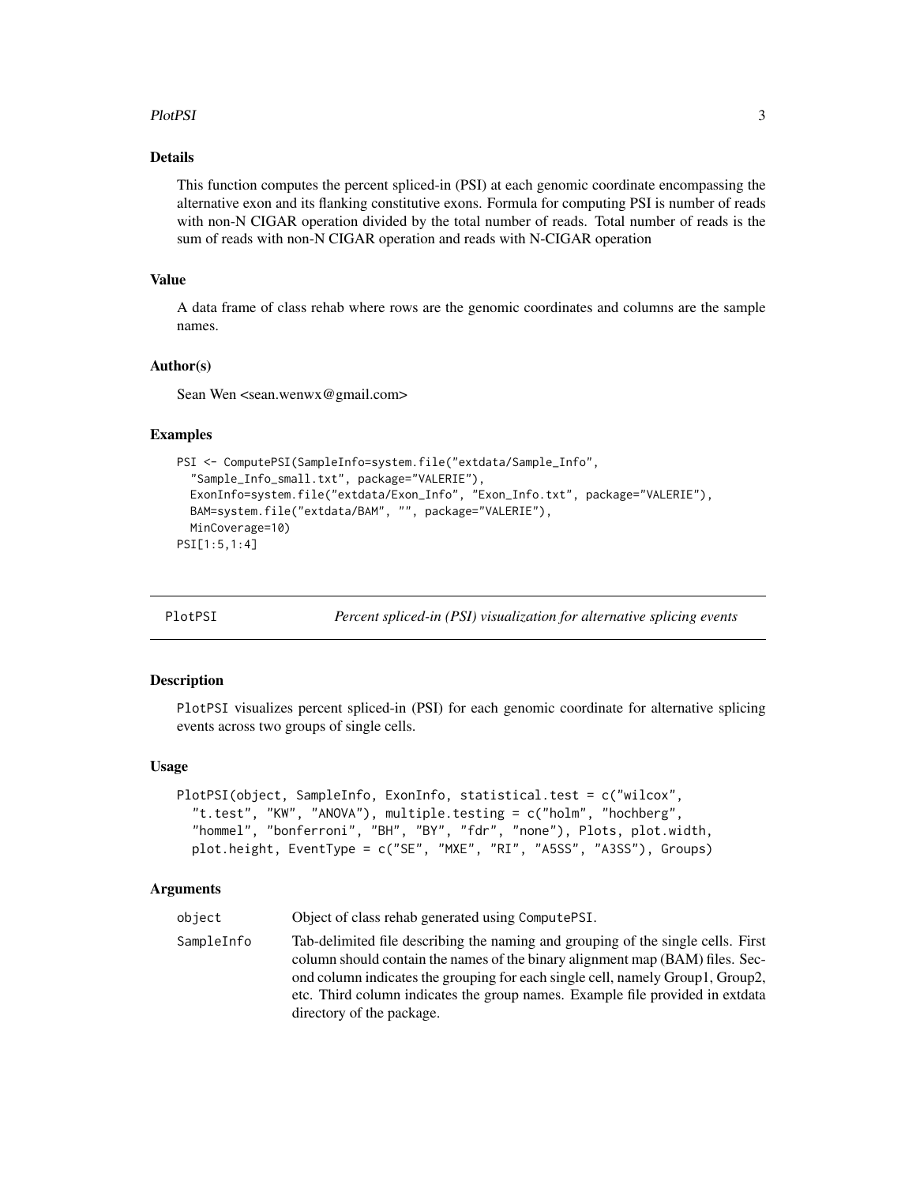### Details

This function computes the percent spliced-in (PSI) at each genomic coordinate encompassing the alternative exon and its flanking constitutive exons. Formula for computing PSI is number of reads with non-N CIGAR operation divided by the total number of reads. Total number of reads is the sum of reads with non-N CIGAR operation and reads with N-CIGAR operation

### Value

A data frame of class rehab where rows are the genomic coordinates and columns are the sample names.

### Author(s)

Sean Wen <sean.wenwx@gmail.com>

### Examples

```
PSI <- ComputePSI(SampleInfo=system.file("extdata/Sample_Info",
  "Sample_Info_small.txt", package="VALERIE"),
  ExonInfo=system.file("extdata/Exon_Info", "Exon_Info.txt", package="VALERIE"),
  BAM=system.file("extdata/BAM", "", package="VALERIE"),
  MinCoverage=10)
PSI[1:5,1:4]
```

---

## PlotPSI — *Percent spliced-in (PSI) visualization for alternative splicing events*

---

### Description

PlotPSI visualizes percent spliced-in (PSI) for each genomic coordinate for alternative splicing events across two groups of single cells.

### Usage

```
PlotPSI(object, SampleInfo, ExonInfo, statistical.test = c("wilcox",
  "t.test", "KW", "ANOVA"), multiple.testing = c("holm", "hochberg",
  "hommel", "bonferroni", "BH", "BY", "fdr", "none"), Plots, plot.width,
  plot.height, EventType = c("SE", "MXE", "RI", "A5SS", "A3SS"), Groups)
```

### Arguments

| | |
|---|---|
| object | Object of class rehab generated using ComputePSI. |
| SampleInfo | Tab-delimited file describing the naming and grouping of the single cells. First column should contain the names of the binary alignment map (BAM) files. Second column indicates the grouping for each single cell, namely Group1, Group2, etc. Third column indicates the group names. Example file provided in extdata directory of the package. |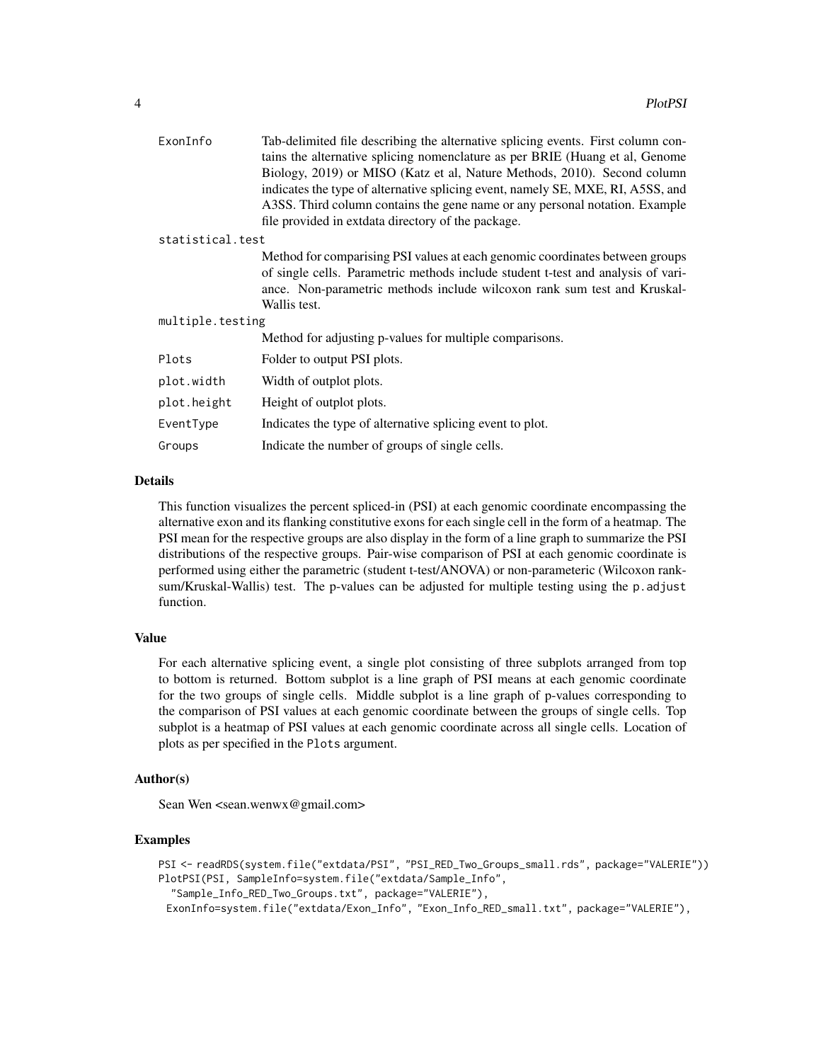| | |
|---|---|
| ExonInfo | Tab-delimited file describing the alternative splicing events. First column contains the alternative splicing nomenclature as per BRIE (Huang et al, Genome Biology, 2019) or MISO (Katz et al, Nature Methods, 2010). Second column indicates the type of alternative splicing event, namely SE, MXE, RI, A5SS, and A3SS. Third column contains the gene name or any personal notation. Example file provided in extdata directory of the package. |
| statistical.test | Method for comparising PSI values at each genomic coordinates between groups of single cells. Parametric methods include student t-test and analysis of variance. Non-parametric methods include wilcoxon rank sum test and Kruskal-Wallis test. |
| multiple.testing | Method for adjusting p-values for multiple comparisons. |
| Plots | Folder to output PSI plots. |
| plot.width | Width of outplot plots. |
| plot.height | Height of outplot plots. |
| EventType | Indicates the type of alternative splicing event to plot. |
| Groups | Indicate the number of groups of single cells. |

## Details

This function visualizes the percent spliced-in (PSI) at each genomic coordinate encompassing the alternative exon and its flanking constitutive exons for each single cell in the form of a heatmap. The PSI mean for the respective groups are also display in the form of a line graph to summarize the PSI distributions of the respective groups. Pair-wise comparison of PSI at each genomic coordinate is performed using either the parametric (student t-test/ANOVA) or non-parameteric (Wilcoxon rank-sum/Kruskal-Wallis) test. The p-values can be adjusted for multiple testing using the `p.adjust` function.

## Value

For each alternative splicing event, a single plot consisting of three subplots arranged from top to bottom is returned. Bottom subplot is a line graph of PSI means at each genomic coordinate for the two groups of single cells. Middle subplot is a line graph of p-values corresponding to the comparison of PSI values at each genomic coordinate between the groups of single cells. Top subplot is a heatmap of PSI values at each genomic coordinate across all single cells. Location of plots as per specified in the `Plots` argument.

## Author(s)

Sean Wen <sean.wenwx@gmail.com>

## Examples

```
PSI <- readRDS(system.file("extdata/PSI", "PSI_RED_Two_Groups_small.rds", package="VALERIE"))
PlotPSI(PSI, SampleInfo=system.file("extdata/Sample_Info",
  "Sample_Info_RED_Two_Groups.txt", package="VALERIE"),
 ExonInfo=system.file("extdata/Exon_Info", "Exon_Info_RED_small.txt", package="VALERIE"),
```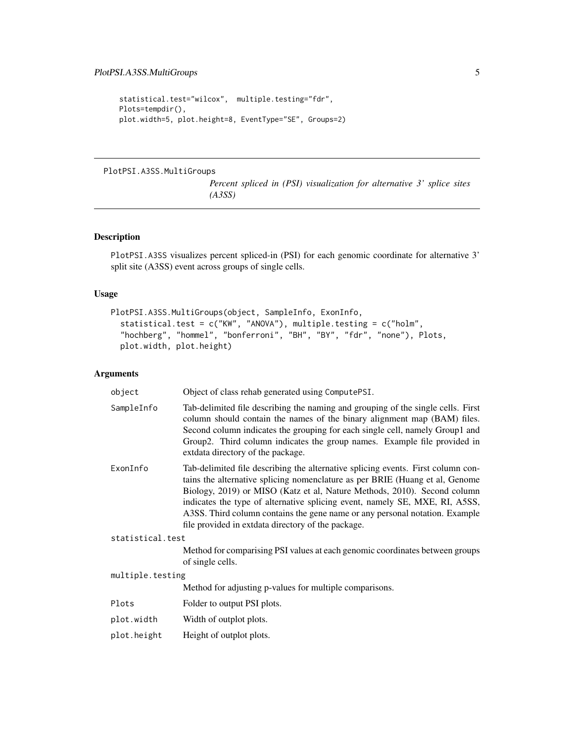```
statistical.test="wilcox",  multiple.testing="fdr",
Plots=tempdir(),
plot.width=5, plot.height=8, EventType="SE", Groups=2)
```

---

## PlotPSI.A3SS.MultiGroups

*Percent spliced in (PSI) visualization for alternative 3' splice sites (A3SS)*

### Description

PlotPSI.A3SS visualizes percent spliced-in (PSI) for each genomic coordinate for alternative 3' split site (A3SS) event across groups of single cells.

### Usage

```
PlotPSI.A3SS.MultiGroups(object, SampleInfo, ExonInfo,
  statistical.test = c("KW", "ANOVA"), multiple.testing = c("holm",
  "hochberg", "hommel", "bonferroni", "BH", "BY", "fdr", "none"), Plots,
  plot.width, plot.height)
```

### Arguments

| | |
|---|---|
| object | Object of class rehab generated using ComputePSI. |
| SampleInfo | Tab-delimited file describing the naming and grouping of the single cells. First column should contain the names of the binary alignment map (BAM) files. Second column indicates the grouping for each single cell, namely Group1 and Group2. Third column indicates the group names. Example file provided in extdata directory of the package. |
| ExonInfo | Tab-delimited file describing the alternative splicing events. First column contains the alternative splicing nomenclature as per BRIE (Huang et al, Genome Biology, 2019) or MISO (Katz et al, Nature Methods, 2010). Second column indicates the type of alternative splicing event, namely SE, MXE, RI, A5SS, A3SS. Third column contains the gene name or any personal notation. Example file provided in extdata directory of the package. |
| statistical.test | Method for comparising PSI values at each genomic coordinates between groups of single cells. |
| multiple.testing | Method for adjusting p-values for multiple comparisons. |
| Plots | Folder to output PSI plots. |
| plot.width | Width of outplot plots. |
| plot.height | Height of outplot plots. |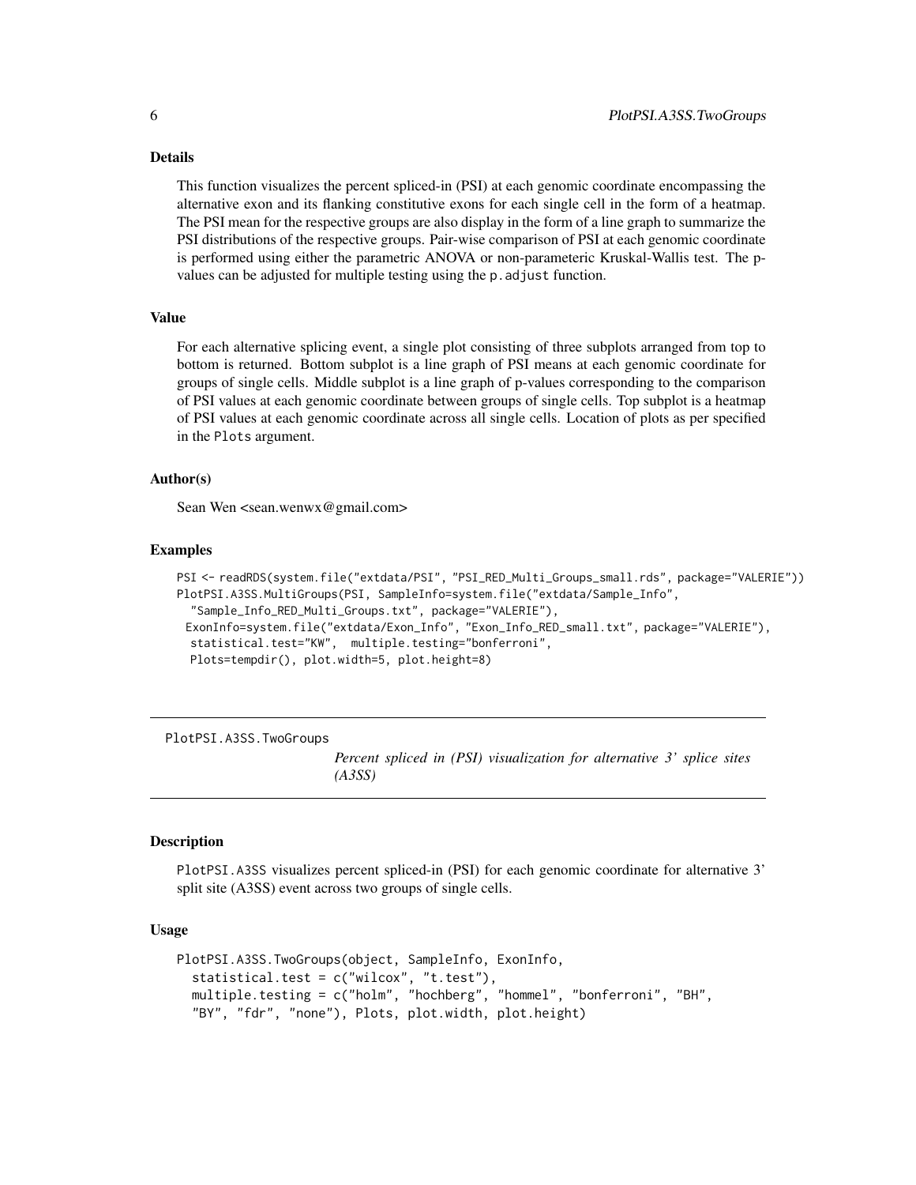### Details

This function visualizes the percent spliced-in (PSI) at each genomic coordinate encompassing the alternative exon and its flanking constitutive exons for each single cell in the form of a heatmap. The PSI mean for the respective groups are also display in the form of a line graph to summarize the PSI distributions of the respective groups. Pair-wise comparison of PSI at each genomic coordinate is performed using either the parametric ANOVA or non-parameteric Kruskal-Wallis test. The p-values can be adjusted for multiple testing using the `p.adjust` function.

### Value

For each alternative splicing event, a single plot consisting of three subplots arranged from top to bottom is returned. Bottom subplot is a line graph of PSI means at each genomic coordinate for groups of single cells. Middle subplot is a line graph of p-values corresponding to the comparison of PSI values at each genomic coordinate between groups of single cells. Top subplot is a heatmap of PSI values at each genomic coordinate across all single cells. Location of plots as per specified in the `Plots` argument.

### Author(s)

Sean Wen <sean.wenwx@gmail.com>

### Examples

```
PSI <- readRDS(system.file("extdata/PSI", "PSI_RED_Multi_Groups_small.rds", package="VALERIE"))
PlotPSI.A3SS.MultiGroups(PSI, SampleInfo=system.file("extdata/Sample_Info",
  "Sample_Info_RED_Multi_Groups.txt", package="VALERIE"),
 ExonInfo=system.file("extdata/Exon_Info", "Exon_Info_RED_small.txt", package="VALERIE"),
  statistical.test="KW",  multiple.testing="bonferroni",
  Plots=tempdir(), plot.width=5, plot.height=8)
```

---

## PlotPSI.A3SS.TwoGroups

*Percent spliced in (PSI) visualization for alternative 3' splice sites (A3SS)*

---

### Description

`PlotPSI.A3SS` visualizes percent spliced-in (PSI) for each genomic coordinate for alternative 3' split site (A3SS) event across two groups of single cells.

### Usage

```
PlotPSI.A3SS.TwoGroups(object, SampleInfo, ExonInfo,
  statistical.test = c("wilcox", "t.test"),
  multiple.testing = c("holm", "hochberg", "hommel", "bonferroni", "BH",
  "BY", "fdr", "none"), Plots, plot.width, plot.height)
```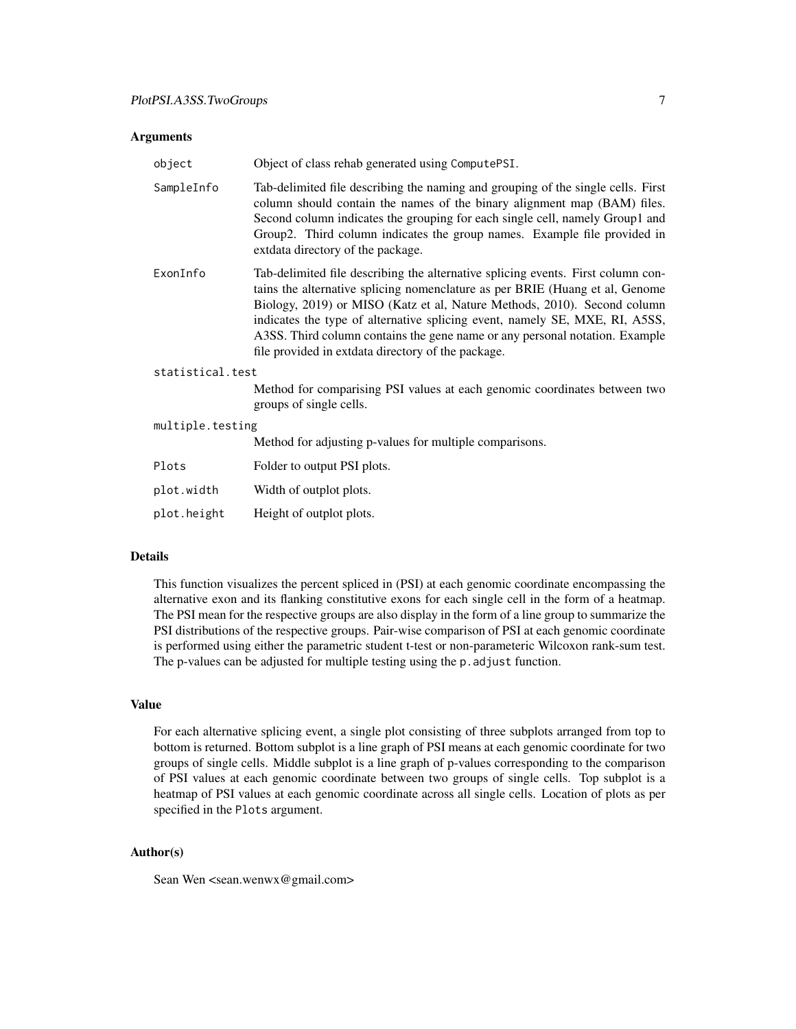## Arguments

| | |
|---|---|
| object | Object of class rehab generated using ComputePSI. |
| SampleInfo | Tab-delimited file describing the naming and grouping of the single cells. First column should contain the names of the binary alignment map (BAM) files. Second column indicates the grouping for each single cell, namely Group1 and Group2. Third column indicates the group names. Example file provided in extdata directory of the package. |
| ExonInfo | Tab-delimited file describing the alternative splicing events. First column contains the alternative splicing nomenclature as per BRIE (Huang et al, Genome Biology, 2019) or MISO (Katz et al, Nature Methods, 2010). Second column indicates the type of alternative splicing event, namely SE, MXE, RI, A5SS, A3SS. Third column contains the gene name or any personal notation. Example file provided in extdata directory of the package. |
| statistical.test | Method for comparising PSI values at each genomic coordinates between two groups of single cells. |
| multiple.testing | Method for adjusting p-values for multiple comparisons. |
| Plots | Folder to output PSI plots. |
| plot.width | Width of outplot plots. |
| plot.height | Height of outplot plots. |

## Details

This function visualizes the percent spliced in (PSI) at each genomic coordinate encompassing the alternative exon and its flanking constitutive exons for each single cell in the form of a heatmap. The PSI mean for the respective groups are also display in the form of a line group to summarize the PSI distributions of the respective groups. Pair-wise comparison of PSI at each genomic coordinate is performed using either the parametric student t-test or non-parameteric Wilcoxon rank-sum test. The p-values can be adjusted for multiple testing using the p.adjust function.

## Value

For each alternative splicing event, a single plot consisting of three subplots arranged from top to bottom is returned. Bottom subplot is a line graph of PSI means at each genomic coordinate for two groups of single cells. Middle subplot is a line graph of p-values corresponding to the comparison of PSI values at each genomic coordinate between two groups of single cells. Top subplot is a heatmap of PSI values at each genomic coordinate across all single cells. Location of plots as per specified in the Plots argument.

## Author(s)

Sean Wen <sean.wenwx@gmail.com>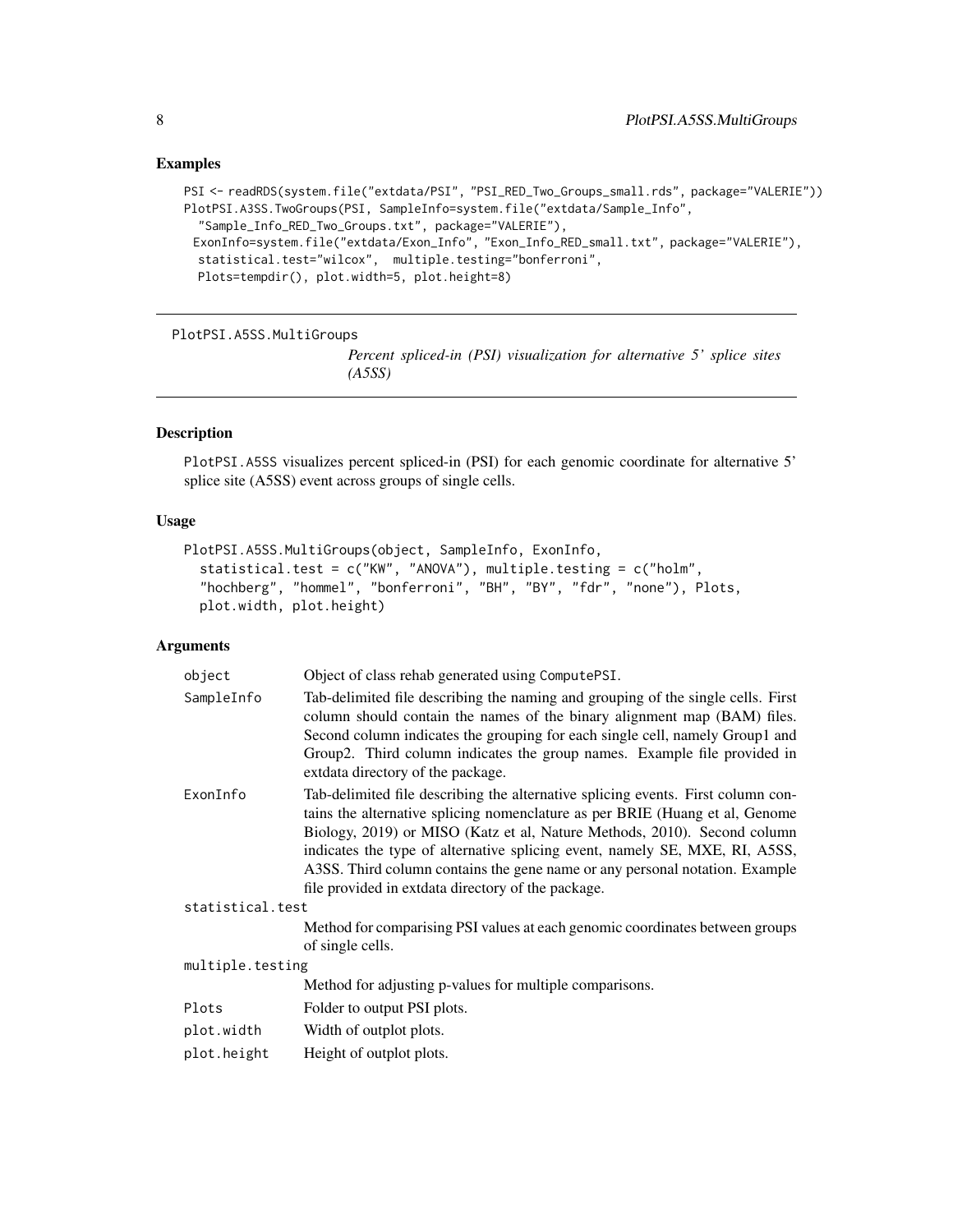## Examples

```
PSI <- readRDS(system.file("extdata/PSI", "PSI_RED_Two_Groups_small.rds", package="VALERIE"))
PlotPSI.A3SS.TwoGroups(PSI, SampleInfo=system.file("extdata/Sample_Info",
  "Sample_Info_RED_Two_Groups.txt", package="VALERIE"),
 ExonInfo=system.file("extdata/Exon_Info", "Exon_Info_RED_small.txt", package="VALERIE"),
  statistical.test="wilcox",  multiple.testing="bonferroni",
  Plots=tempdir(), plot.width=5, plot.height=8)
```

---

# PlotPSI.A5SS.MultiGroups

*Percent spliced-in (PSI) visualization for alternative 5' splice sites (A5SS)*

---

## Description

PlotPSI.A5SS visualizes percent spliced-in (PSI) for each genomic coordinate for alternative 5' splice site (A5SS) event across groups of single cells.

## Usage

```
PlotPSI.A5SS.MultiGroups(object, SampleInfo, ExonInfo,
  statistical.test = c("KW", "ANOVA"), multiple.testing = c("holm",
  "hochberg", "hommel", "bonferroni", "BH", "BY", "fdr", "none"), Plots,
  plot.width, plot.height)
```

## Arguments

| | |
|---|---|
| object | Object of class rehab generated using ComputePSI. |
| SampleInfo | Tab-delimited file describing the naming and grouping of the single cells. First column should contain the names of the binary alignment map (BAM) files. Second column indicates the grouping for each single cell, namely Group1 and Group2. Third column indicates the group names. Example file provided in extdata directory of the package. |
| ExonInfo | Tab-delimited file describing the alternative splicing events. First column contains the alternative splicing nomenclature as per BRIE (Huang et al, Genome Biology, 2019) or MISO (Katz et al, Nature Methods, 2010). Second column indicates the type of alternative splicing event, namely SE, MXE, RI, A5SS, A3SS. Third column contains the gene name or any personal notation. Example file provided in extdata directory of the package. |
| statistical.test | Method for comparising PSI values at each genomic coordinates between groups of single cells. |
| multiple.testing | Method for adjusting p-values for multiple comparisons. |
| Plots | Folder to output PSI plots. |
| plot.width | Width of outplot plots. |
| plot.height | Height of outplot plots. |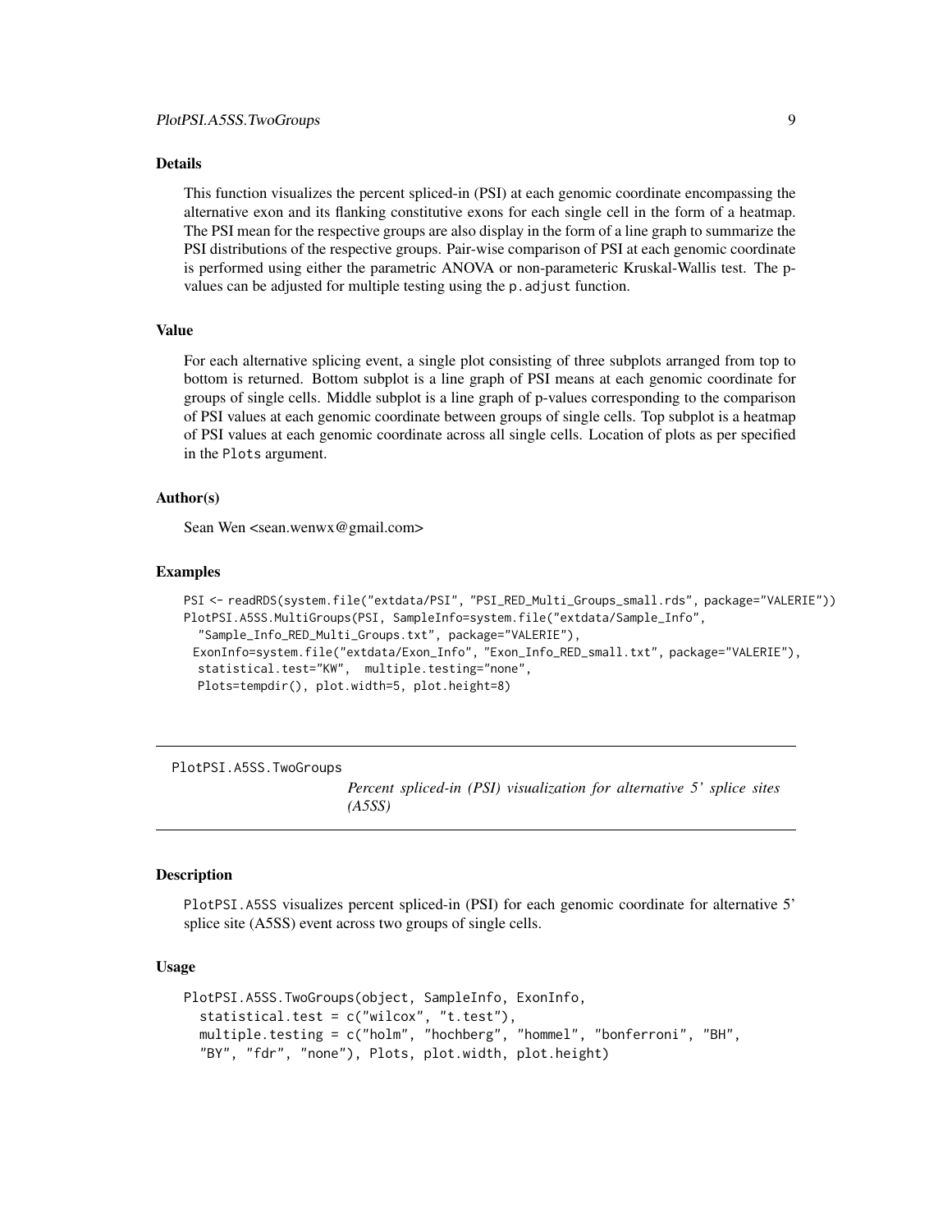### Details

This function visualizes the percent spliced-in (PSI) at each genomic coordinate encompassing the alternative exon and its flanking constitutive exons for each single cell in the form of a heatmap. The PSI mean for the respective groups are also display in the form of a line graph to summarize the PSI distributions of the respective groups. Pair-wise comparison of PSI at each genomic coordinate is performed using either the parametric ANOVA or non-parameteric Kruskal-Wallis test. The p-values can be adjusted for multiple testing using the `p.adjust` function.

### Value

For each alternative splicing event, a single plot consisting of three subplots arranged from top to bottom is returned. Bottom subplot is a line graph of PSI means at each genomic coordinate for groups of single cells. Middle subplot is a line graph of p-values corresponding to the comparison of PSI values at each genomic coordinate between groups of single cells. Top subplot is a heatmap of PSI values at each genomic coordinate across all single cells. Location of plots as per specified in the `Plots` argument.

### Author(s)

Sean Wen <sean.wenwx@gmail.com>

### Examples

```
PSI <- readRDS(system.file("extdata/PSI", "PSI_RED_Multi_Groups_small.rds", package="VALERIE"))
PlotPSI.A5SS.MultiGroups(PSI, SampleInfo=system.file("extdata/Sample_Info",
  "Sample_Info_RED_Multi_Groups.txt", package="VALERIE"),
 ExonInfo=system.file("extdata/Exon_Info", "Exon_Info_RED_small.txt", package="VALERIE"),
  statistical.test="KW",  multiple.testing="none",
  Plots=tempdir(), plot.width=5, plot.height=8)
```

---

## PlotPSI.A5SS.TwoGroups

*Percent spliced-in (PSI) visualization for alternative 5' splice sites (A5SS)*

---

### Description

`PlotPSI.A5SS` visualizes percent spliced-in (PSI) for each genomic coordinate for alternative 5' splice site (A5SS) event across two groups of single cells.

### Usage

```
PlotPSI.A5SS.TwoGroups(object, SampleInfo, ExonInfo,
  statistical.test = c("wilcox", "t.test"),
  multiple.testing = c("holm", "hochberg", "hommel", "bonferroni", "BH",
  "BY", "fdr", "none"), Plots, plot.width, plot.height)
```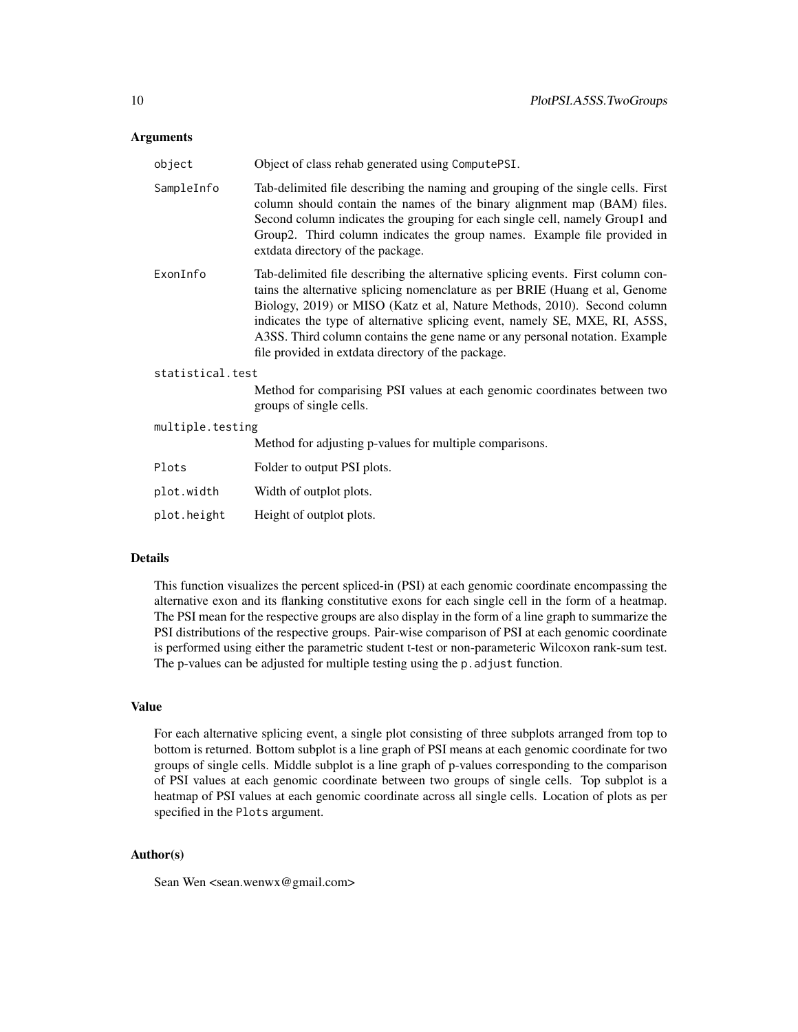## Arguments

| | |
|---|---|
| object | Object of class rehab generated using ComputePSI. |
| SampleInfo | Tab-delimited file describing the naming and grouping of the single cells. First column should contain the names of the binary alignment map (BAM) files. Second column indicates the grouping for each single cell, namely Group1 and Group2. Third column indicates the group names. Example file provided in extdata directory of the package. |
| ExonInfo | Tab-delimited file describing the alternative splicing events. First column contains the alternative splicing nomenclature as per BRIE (Huang et al, Genome Biology, 2019) or MISO (Katz et al, Nature Methods, 2010). Second column indicates the type of alternative splicing event, namely SE, MXE, RI, A5SS, A3SS. Third column contains the gene name or any personal notation. Example file provided in extdata directory of the package. |
| statistical.test | Method for comparising PSI values at each genomic coordinates between two groups of single cells. |
| multiple.testing | Method for adjusting p-values for multiple comparisons. |
| Plots | Folder to output PSI plots. |
| plot.width | Width of outplot plots. |
| plot.height | Height of outplot plots. |

## Details

This function visualizes the percent spliced-in (PSI) at each genomic coordinate encompassing the alternative exon and its flanking constitutive exons for each single cell in the form of a heatmap. The PSI mean for the respective groups are also display in the form of a line graph to summarize the PSI distributions of the respective groups. Pair-wise comparison of PSI at each genomic coordinate is performed using either the parametric student t-test or non-parameteric Wilcoxon rank-sum test. The p-values can be adjusted for multiple testing using the p.adjust function.

## Value

For each alternative splicing event, a single plot consisting of three subplots arranged from top to bottom is returned. Bottom subplot is a line graph of PSI means at each genomic coordinate for two groups of single cells. Middle subplot is a line graph of p-values corresponding to the comparison of PSI values at each genomic coordinate between two groups of single cells. Top subplot is a heatmap of PSI values at each genomic coordinate across all single cells. Location of plots as per specified in the Plots argument.

## Author(s)

Sean Wen <sean.wenwx@gmail.com>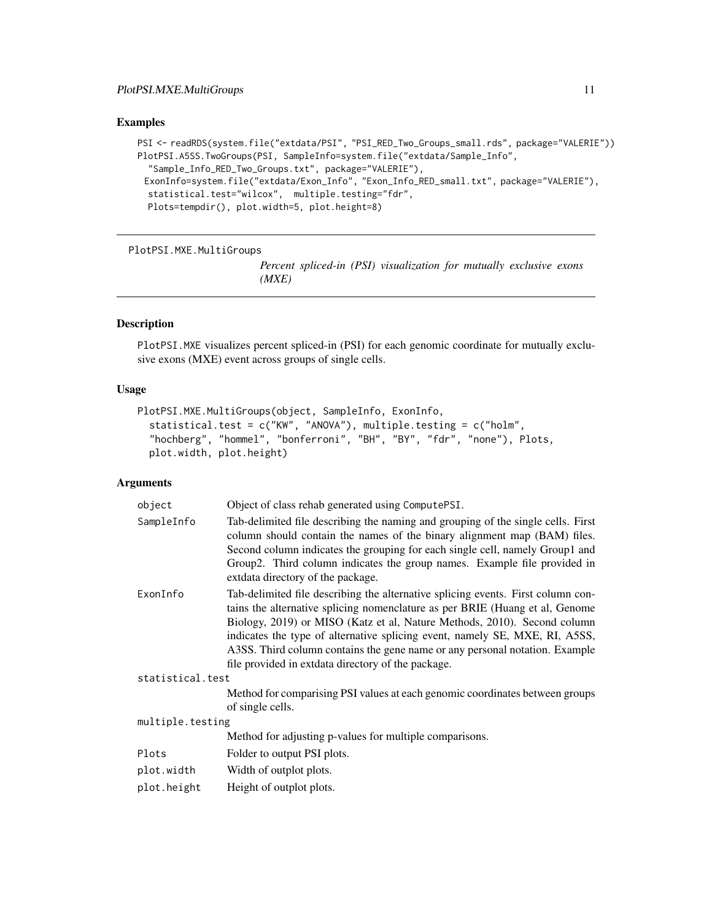## Examples

```
PSI <- readRDS(system.file("extdata/PSI", "PSI_RED_Two_Groups_small.rds", package="VALERIE"))
PlotPSI.A5SS.TwoGroups(PSI, SampleInfo=system.file("extdata/Sample_Info",
  "Sample_Info_RED_Two_Groups.txt", package="VALERIE"),
 ExonInfo=system.file("extdata/Exon_Info", "Exon_Info_RED_small.txt", package="VALERIE"),
  statistical.test="wilcox",  multiple.testing="fdr",
  Plots=tempdir(), plot.width=5, plot.height=8)
```

---

# PlotPSI.MXE.MultiGroups

*Percent spliced-in (PSI) visualization for mutually exclusive exons (MXE)*

---

## Description

PlotPSI.MXE visualizes percent spliced-in (PSI) for each genomic coordinate for mutually exclusive exons (MXE) event across groups of single cells.

## Usage

```
PlotPSI.MXE.MultiGroups(object, SampleInfo, ExonInfo,
  statistical.test = c("KW", "ANOVA"), multiple.testing = c("holm",
  "hochberg", "hommel", "bonferroni", "BH", "BY", "fdr", "none"), Plots,
  plot.width, plot.height)
```

## Arguments

| | |
|---|---|
| object | Object of class rehab generated using ComputePSI. |
| SampleInfo | Tab-delimited file describing the naming and grouping of the single cells. First column should contain the names of the binary alignment map (BAM) files. Second column indicates the grouping for each single cell, namely Group1 and Group2. Third column indicates the group names. Example file provided in extdata directory of the package. |
| ExonInfo | Tab-delimited file describing the alternative splicing events. First column contains the alternative splicing nomenclature as per BRIE (Huang et al, Genome Biology, 2019) or MISO (Katz et al, Nature Methods, 2010). Second column indicates the type of alternative splicing event, namely SE, MXE, RI, A5SS, A3SS. Third column contains the gene name or any personal notation. Example file provided in extdata directory of the package. |
| statistical.test | Method for comparising PSI values at each genomic coordinates between groups of single cells. |
| multiple.testing | Method for adjusting p-values for multiple comparisons. |
| Plots | Folder to output PSI plots. |
| plot.width | Width of outplot plots. |
| plot.height | Height of outplot plots. |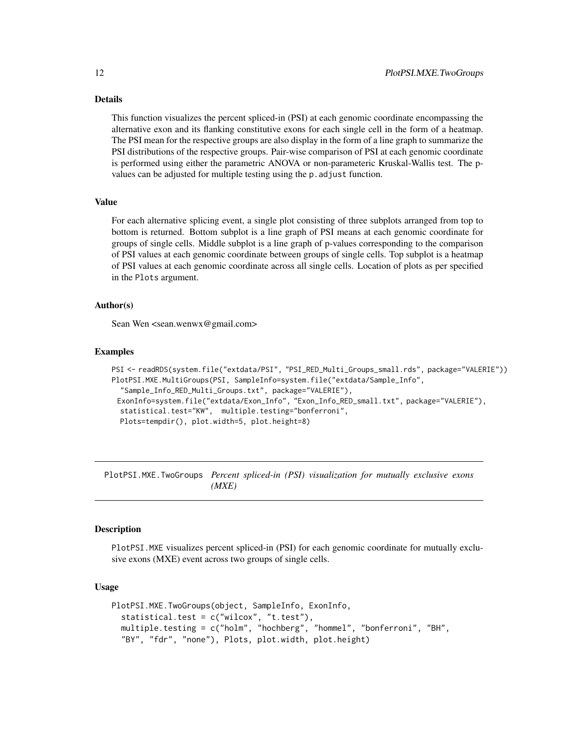### Details

This function visualizes the percent spliced-in (PSI) at each genomic coordinate encompassing the alternative exon and its flanking constitutive exons for each single cell in the form of a heatmap. The PSI mean for the respective groups are also display in the form of a line graph to summarize the PSI distributions of the respective groups. Pair-wise comparison of PSI at each genomic coordinate is performed using either the parametric ANOVA or non-parameteric Kruskal-Wallis test. The p-values can be adjusted for multiple testing using the `p.adjust` function.

### Value

For each alternative splicing event, a single plot consisting of three subplots arranged from top to bottom is returned. Bottom subplot is a line graph of PSI means at each genomic coordinate for groups of single cells. Middle subplot is a line graph of p-values corresponding to the comparison of PSI values at each genomic coordinate between groups of single cells. Top subplot is a heatmap of PSI values at each genomic coordinate across all single cells. Location of plots as per specified in the `Plots` argument.

### Author(s)

Sean Wen <sean.wenwx@gmail.com>

### Examples

```
PSI <- readRDS(system.file("extdata/PSI", "PSI_RED_Multi_Groups_small.rds", package="VALERIE"))
PlotPSI.MXE.MultiGroups(PSI, SampleInfo=system.file("extdata/Sample_Info",
  "Sample_Info_RED_Multi_Groups.txt", package="VALERIE"),
 ExonInfo=system.file("extdata/Exon_Info", "Exon_Info_RED_small.txt", package="VALERIE"),
  statistical.test="KW",  multiple.testing="bonferroni",
  Plots=tempdir(), plot.width=5, plot.height=8)
```

---

## PlotPSI.MXE.TwoGroups *Percent spliced-in (PSI) visualization for mutually exclusive exons (MXE)*

---

### Description

`PlotPSI.MXE` visualizes percent spliced-in (PSI) for each genomic coordinate for mutually exclusive exons (MXE) event across two groups of single cells.

### Usage

```
PlotPSI.MXE.TwoGroups(object, SampleInfo, ExonInfo,
  statistical.test = c("wilcox", "t.test"),
  multiple.testing = c("holm", "hochberg", "hommel", "bonferroni", "BH",
  "BY", "fdr", "none"), Plots, plot.width, plot.height)
```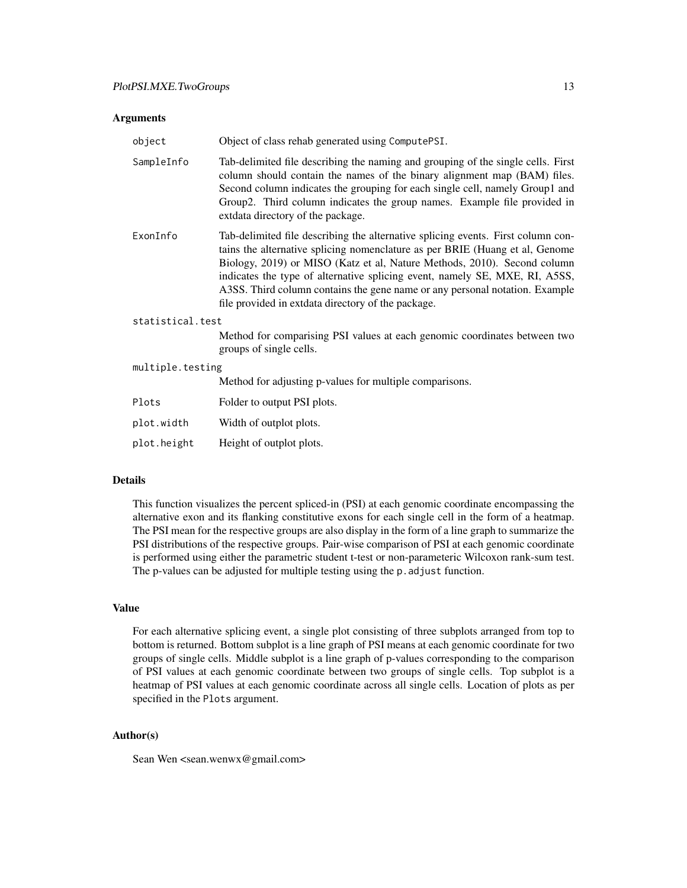### Arguments

| | |
|---|---|
| object | Object of class rehab generated using ComputePSI. |
| SampleInfo | Tab-delimited file describing the naming and grouping of the single cells. First column should contain the names of the binary alignment map (BAM) files. Second column indicates the grouping for each single cell, namely Group1 and Group2. Third column indicates the group names. Example file provided in extdata directory of the package. |
| ExonInfo | Tab-delimited file describing the alternative splicing events. First column contains the alternative splicing nomenclature as per BRIE (Huang et al, Genome Biology, 2019) or MISO (Katz et al, Nature Methods, 2010). Second column indicates the type of alternative splicing event, namely SE, MXE, RI, A5SS, A3SS. Third column contains the gene name or any personal notation. Example file provided in extdata directory of the package. |
| statistical.test | Method for comparising PSI values at each genomic coordinates between two groups of single cells. |
| multiple.testing | Method for adjusting p-values for multiple comparisons. |
| Plots | Folder to output PSI plots. |
| plot.width | Width of outplot plots. |
| plot.height | Height of outplot plots. |

### Details

This function visualizes the percent spliced-in (PSI) at each genomic coordinate encompassing the alternative exon and its flanking constitutive exons for each single cell in the form of a heatmap. The PSI mean for the respective groups are also display in the form of a line graph to summarize the PSI distributions of the respective groups. Pair-wise comparison of PSI at each genomic coordinate is performed using either the parametric student t-test or non-parameteric Wilcoxon rank-sum test. The p-values can be adjusted for multiple testing using the p.adjust function.

### Value

For each alternative splicing event, a single plot consisting of three subplots arranged from top to bottom is returned. Bottom subplot is a line graph of PSI means at each genomic coordinate for two groups of single cells. Middle subplot is a line graph of p-values corresponding to the comparison of PSI values at each genomic coordinate between two groups of single cells. Top subplot is a heatmap of PSI values at each genomic coordinate across all single cells. Location of plots as per specified in the Plots argument.

### Author(s)

Sean Wen <sean.wenwx@gmail.com>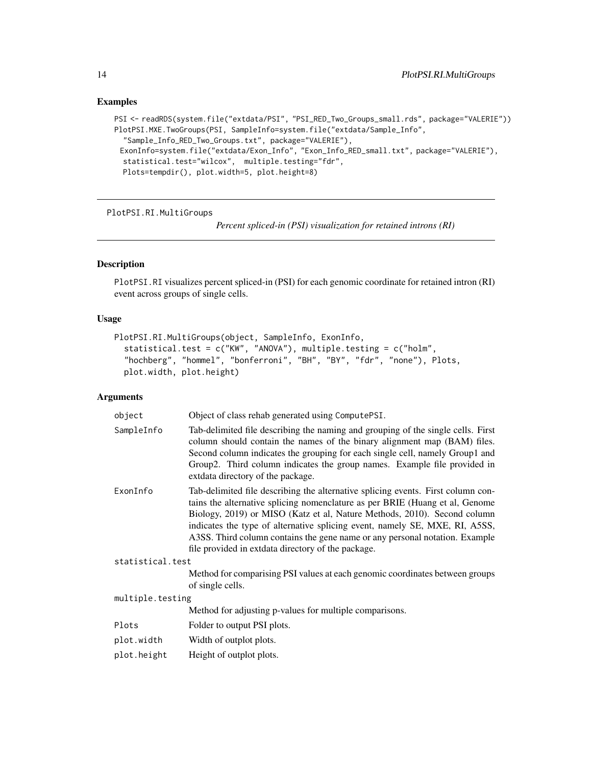## Examples

```
PSI <- readRDS(system.file("extdata/PSI", "PSI_RED_Two_Groups_small.rds", package="VALERIE"))
PlotPSI.MXE.TwoGroups(PSI, SampleInfo=system.file("extdata/Sample_Info",
  "Sample_Info_RED_Two_Groups.txt", package="VALERIE"),
 ExonInfo=system.file("extdata/Exon_Info", "Exon_Info_RED_small.txt", package="VALERIE"),
  statistical.test="wilcox",  multiple.testing="fdr",
  Plots=tempdir(), plot.width=5, plot.height=8)
```

---

# PlotPSI.RI.MultiGroups

*Percent spliced-in (PSI) visualization for retained introns (RI)*

---

## Description

`PlotPSI.RI` visualizes percent spliced-in (PSI) for each genomic coordinate for retained intron (RI) event across groups of single cells.

## Usage

```
PlotPSI.RI.MultiGroups(object, SampleInfo, ExonInfo,
  statistical.test = c("KW", "ANOVA"), multiple.testing = c("holm",
  "hochberg", "hommel", "bonferroni", "BH", "BY", "fdr", "none"), Plots,
  plot.width, plot.height)
```

## Arguments

| Argument | Description |
|---|---|
| `object` | Object of class rehab generated using `ComputePSI`. |
| `SampleInfo` | Tab-delimited file describing the naming and grouping of the single cells. First column should contain the names of the binary alignment map (BAM) files. Second column indicates the grouping for each single cell, namely Group1 and Group2. Third column indicates the group names. Example file provided in extdata directory of the package. |
| `ExonInfo` | Tab-delimited file describing the alternative splicing events. First column contains the alternative splicing nomenclature as per BRIE (Huang et al, Genome Biology, 2019) or MISO (Katz et al, Nature Methods, 2010). Second column indicates the type of alternative splicing event, namely SE, MXE, RI, A5SS, A3SS. Third column contains the gene name or any personal notation. Example file provided in extdata directory of the package. |
| `statistical.test` | Method for comparising PSI values at each genomic coordinates between groups of single cells. |
| `multiple.testing` | Method for adjusting p-values for multiple comparisons. |
| `Plots` | Folder to output PSI plots. |
| `plot.width` | Width of outplot plots. |
| `plot.height` | Height of outplot plots. |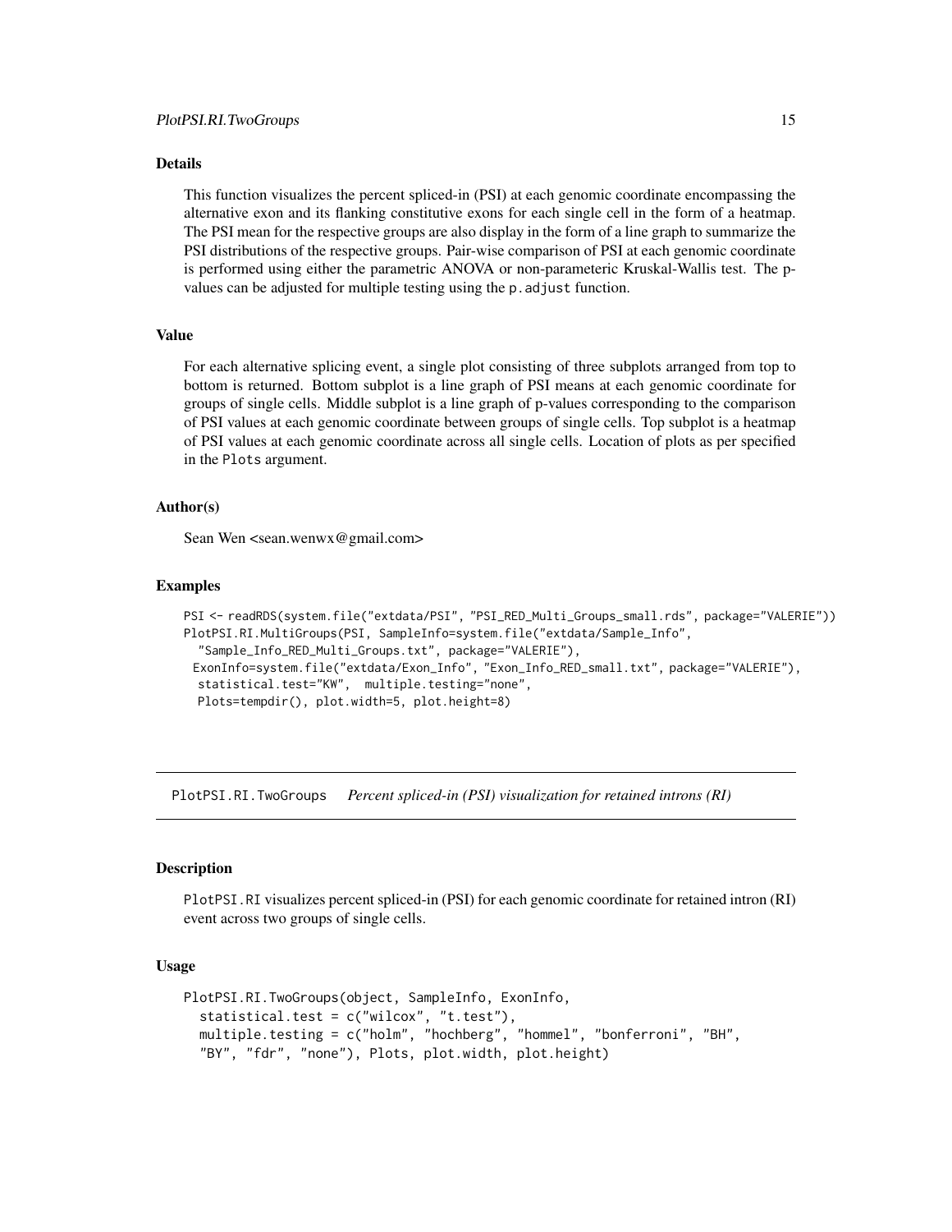### Details

This function visualizes the percent spliced-in (PSI) at each genomic coordinate encompassing the alternative exon and its flanking constitutive exons for each single cell in the form of a heatmap. The PSI mean for the respective groups are also display in the form of a line graph to summarize the PSI distributions of the respective groups. Pair-wise comparison of PSI at each genomic coordinate is performed using either the parametric ANOVA or non-parameteric Kruskal-Wallis test. The p-values can be adjusted for multiple testing using the `p.adjust` function.

### Value

For each alternative splicing event, a single plot consisting of three subplots arranged from top to bottom is returned. Bottom subplot is a line graph of PSI means at each genomic coordinate for groups of single cells. Middle subplot is a line graph of p-values corresponding to the comparison of PSI values at each genomic coordinate between groups of single cells. Top subplot is a heatmap of PSI values at each genomic coordinate across all single cells. Location of plots as per specified in the `Plots` argument.

### Author(s)

Sean Wen <sean.wenwx@gmail.com>

### Examples

```
PSI <- readRDS(system.file("extdata/PSI", "PSI_RED_Multi_Groups_small.rds", package="VALERIE"))
PlotPSI.RI.MultiGroups(PSI, SampleInfo=system.file("extdata/Sample_Info",
  "Sample_Info_RED_Multi_Groups.txt", package="VALERIE"),
 ExonInfo=system.file("extdata/Exon_Info", "Exon_Info_RED_small.txt", package="VALERIE"),
  statistical.test="KW",  multiple.testing="none",
  Plots=tempdir(), plot.width=5, plot.height=8)
```

---

## PlotPSI.RI.TwoGroups *Percent spliced-in (PSI) visualization for retained introns (RI)*

---

### Description

`PlotPSI.RI` visualizes percent spliced-in (PSI) for each genomic coordinate for retained intron (RI) event across two groups of single cells.

### Usage

```
PlotPSI.RI.TwoGroups(object, SampleInfo, ExonInfo,
  statistical.test = c("wilcox", "t.test"),
  multiple.testing = c("holm", "hochberg", "hommel", "bonferroni", "BH",
  "BY", "fdr", "none"), Plots, plot.width, plot.height)
```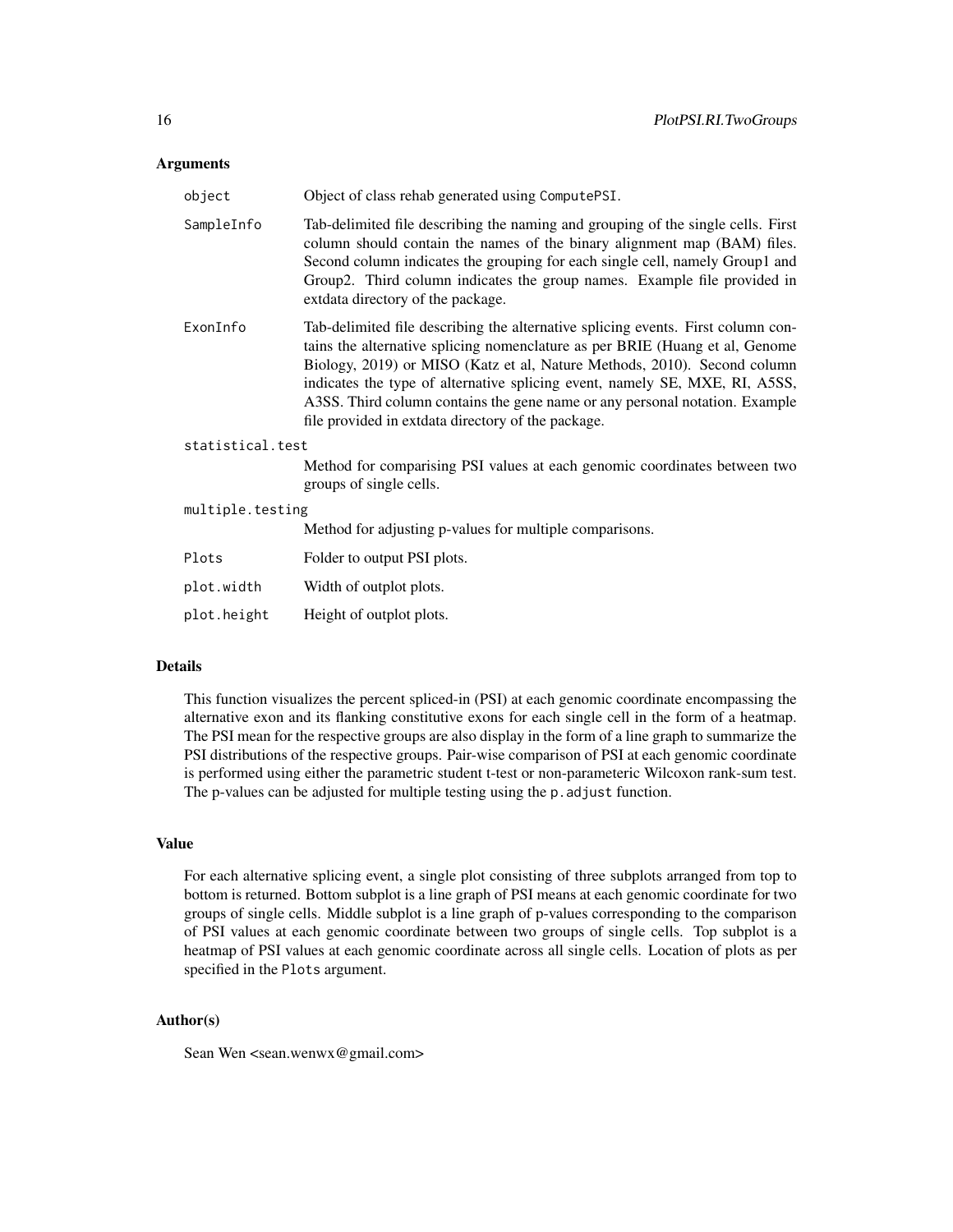### Arguments

- **object**: Object of class rehab generated using `ComputePSI`.
- **SampleInfo**: Tab-delimited file describing the naming and grouping of the single cells. First column should contain the names of the binary alignment map (BAM) files. Second column indicates the grouping for each single cell, namely Group1 and Group2. Third column indicates the group names. Example file provided in extdata directory of the package.
- **ExonInfo**: Tab-delimited file describing the alternative splicing events. First column contains the alternative splicing nomenclature as per BRIE (Huang et al, Genome Biology, 2019) or MISO (Katz et al, Nature Methods, 2010). Second column indicates the type of alternative splicing event, namely SE, MXE, RI, A5SS, A3SS. Third column contains the gene name or any personal notation. Example file provided in extdata directory of the package.
- **statistical.test**: Method for comparising PSI values at each genomic coordinates between two groups of single cells.
- **multiple.testing**: Method for adjusting p-values for multiple comparisons.
- **Plots**: Folder to output PSI plots.
- **plot.width**: Width of outplot plots.
- **plot.height**: Height of outplot plots.

### Details

This function visualizes the percent spliced-in (PSI) at each genomic coordinate encompassing the alternative exon and its flanking constitutive exons for each single cell in the form of a heatmap. The PSI mean for the respective groups are also display in the form of a line graph to summarize the PSI distributions of the respective groups. Pair-wise comparison of PSI at each genomic coordinate is performed using either the parametric student t-test or non-parameteric Wilcoxon rank-sum test. The p-values can be adjusted for multiple testing using the `p.adjust` function.

### Value

For each alternative splicing event, a single plot consisting of three subplots arranged from top to bottom is returned. Bottom subplot is a line graph of PSI means at each genomic coordinate for two groups of single cells. Middle subplot is a line graph of p-values corresponding to the comparison of PSI values at each genomic coordinate between two groups of single cells. Top subplot is a heatmap of PSI values at each genomic coordinate across all single cells. Location of plots as per specified in the `Plots` argument.

### Author(s)

Sean Wen <sean.wenwx@gmail.com>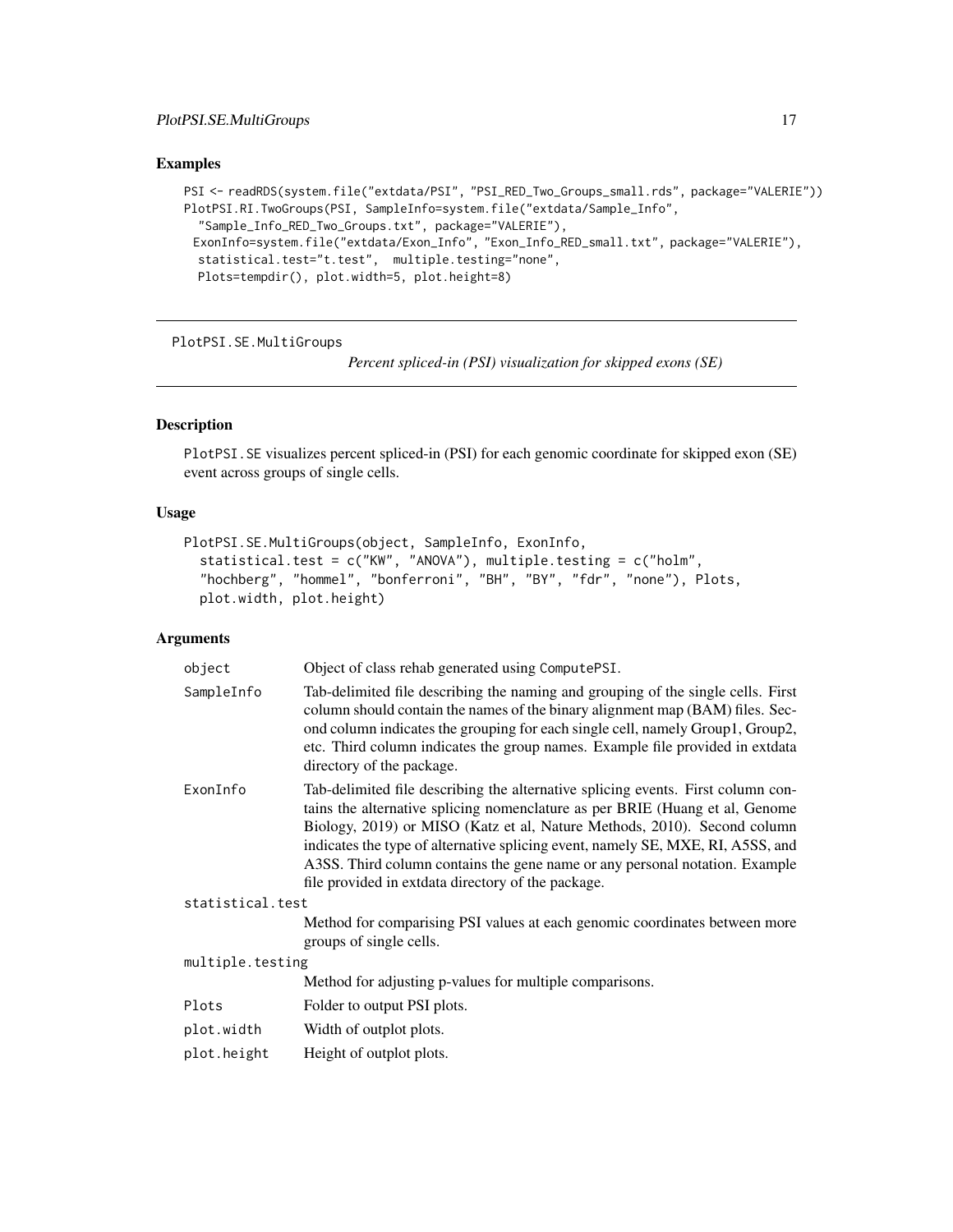### Examples

```
PSI <- readRDS(system.file("extdata/PSI", "PSI_RED_Two_Groups_small.rds", package="VALERIE"))
PlotPSI.RI.TwoGroups(PSI, SampleInfo=system.file("extdata/Sample_Info",
  "Sample_Info_RED_Two_Groups.txt", package="VALERIE"),
 ExonInfo=system.file("extdata/Exon_Info", "Exon_Info_RED_small.txt", package="VALERIE"),
  statistical.test="t.test",  multiple.testing="none",
  Plots=tempdir(), plot.width=5, plot.height=8)
```

---

## PlotPSI.SE.MultiGroups

*Percent spliced-in (PSI) visualization for skipped exons (SE)*

---

### Description

`PlotPSI.SE` visualizes percent spliced-in (PSI) for each genomic coordinate for skipped exon (SE) event across groups of single cells.

### Usage

```
PlotPSI.SE.MultiGroups(object, SampleInfo, ExonInfo,
  statistical.test = c("KW", "ANOVA"), multiple.testing = c("holm",
  "hochberg", "hommel", "bonferroni", "BH", "BY", "fdr", "none"), Plots,
  plot.width, plot.height)
```

### Arguments

| Argument | Description |
|---|---|
| `object` | Object of class rehab generated using `ComputePSI`. |
| `SampleInfo` | Tab-delimited file describing the naming and grouping of the single cells. First column should contain the names of the binary alignment map (BAM) files. Second column indicates the grouping for each single cell, namely Group1, Group2, etc. Third column indicates the group names. Example file provided in extdata directory of the package. |
| `ExonInfo` | Tab-delimited file describing the alternative splicing events. First column contains the alternative splicing nomenclature as per BRIE (Huang et al, Genome Biology, 2019) or MISO (Katz et al, Nature Methods, 2010). Second column indicates the type of alternative splicing event, namely SE, MXE, RI, A5SS, and A3SS. Third column contains the gene name or any personal notation. Example file provided in extdata directory of the package. |
| `statistical.test` | Method for comparising PSI values at each genomic coordinates between more groups of single cells. |
| `multiple.testing` | Method for adjusting p-values for multiple comparisons. |
| `Plots` | Folder to output PSI plots. |
| `plot.width` | Width of outplot plots. |
| `plot.height` | Height of outplot plots. |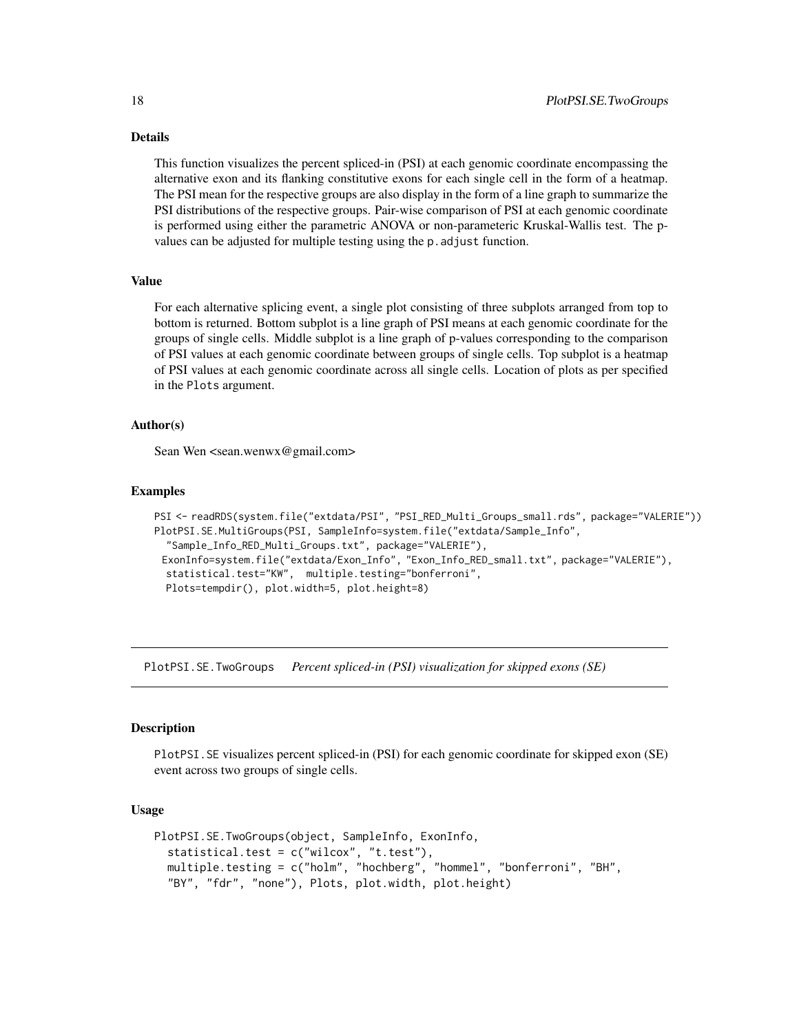### Details

This function visualizes the percent spliced-in (PSI) at each genomic coordinate encompassing the alternative exon and its flanking constitutive exons for each single cell in the form of a heatmap. The PSI mean for the respective groups are also display in the form of a line graph to summarize the PSI distributions of the respective groups. Pair-wise comparison of PSI at each genomic coordinate is performed using either the parametric ANOVA or non-parameteric Kruskal-Wallis test. The p-values can be adjusted for multiple testing using the `p.adjust` function.

### Value

For each alternative splicing event, a single plot consisting of three subplots arranged from top to bottom is returned. Bottom subplot is a line graph of PSI means at each genomic coordinate for the groups of single cells. Middle subplot is a line graph of p-values corresponding to the comparison of PSI values at each genomic coordinate between groups of single cells. Top subplot is a heatmap of PSI values at each genomic coordinate across all single cells. Location of plots as per specified in the `Plots` argument.

### Author(s)

Sean Wen <sean.wenwx@gmail.com>

### Examples

```
PSI <- readRDS(system.file("extdata/PSI", "PSI_RED_Multi_Groups_small.rds", package="VALERIE"))
PlotPSI.SE.MultiGroups(PSI, SampleInfo=system.file("extdata/Sample_Info",
  "Sample_Info_RED_Multi_Groups.txt", package="VALERIE"),
 ExonInfo=system.file("extdata/Exon_Info", "Exon_Info_RED_small.txt", package="VALERIE"),
  statistical.test="KW",  multiple.testing="bonferroni",
  Plots=tempdir(), plot.width=5, plot.height=8)
```

---

## PlotPSI.SE.TwoGroups    *Percent spliced-in (PSI) visualization for skipped exons (SE)*

### Description

`PlotPSI.SE` visualizes percent spliced-in (PSI) for each genomic coordinate for skipped exon (SE) event across two groups of single cells.

### Usage

```
PlotPSI.SE.TwoGroups(object, SampleInfo, ExonInfo,
  statistical.test = c("wilcox", "t.test"),
  multiple.testing = c("holm", "hochberg", "hommel", "bonferroni", "BH",
  "BY", "fdr", "none"), Plots, plot.width, plot.height)
```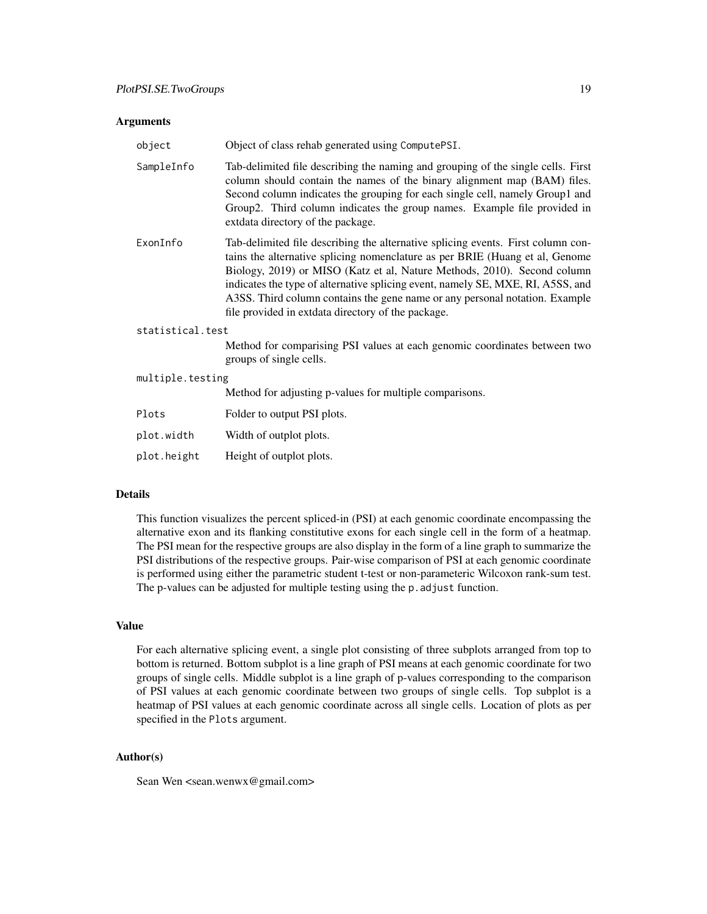### Arguments

| | |
|---|---|
| object | Object of class rehab generated using ComputePSI. |
| SampleInfo | Tab-delimited file describing the naming and grouping of the single cells. First column should contain the names of the binary alignment map (BAM) files. Second column indicates the grouping for each single cell, namely Group1 and Group2. Third column indicates the group names. Example file provided in extdata directory of the package. |
| ExonInfo | Tab-delimited file describing the alternative splicing events. First column contains the alternative splicing nomenclature as per BRIE (Huang et al, Genome Biology, 2019) or MISO (Katz et al, Nature Methods, 2010). Second column indicates the type of alternative splicing event, namely SE, MXE, RI, A5SS, and A3SS. Third column contains the gene name or any personal notation. Example file provided in extdata directory of the package. |
| statistical.test | Method for comparising PSI values at each genomic coordinates between two groups of single cells. |
| multiple.testing | Method for adjusting p-values for multiple comparisons. |
| Plots | Folder to output PSI plots. |
| plot.width | Width of outplot plots. |
| plot.height | Height of outplot plots. |

### Details

This function visualizes the percent spliced-in (PSI) at each genomic coordinate encompassing the alternative exon and its flanking constitutive exons for each single cell in the form of a heatmap. The PSI mean for the respective groups are also display in the form of a line graph to summarize the PSI distributions of the respective groups. Pair-wise comparison of PSI at each genomic coordinate is performed using either the parametric student t-test or non-parameteric Wilcoxon rank-sum test. The p-values can be adjusted for multiple testing using the p.adjust function.

### Value

For each alternative splicing event, a single plot consisting of three subplots arranged from top to bottom is returned. Bottom subplot is a line graph of PSI means at each genomic coordinate for two groups of single cells. Middle subplot is a line graph of p-values corresponding to the comparison of PSI values at each genomic coordinate between two groups of single cells. Top subplot is a heatmap of PSI values at each genomic coordinate across all single cells. Location of plots as per specified in the Plots argument.

### Author(s)

Sean Wen <sean.wenwx@gmail.com>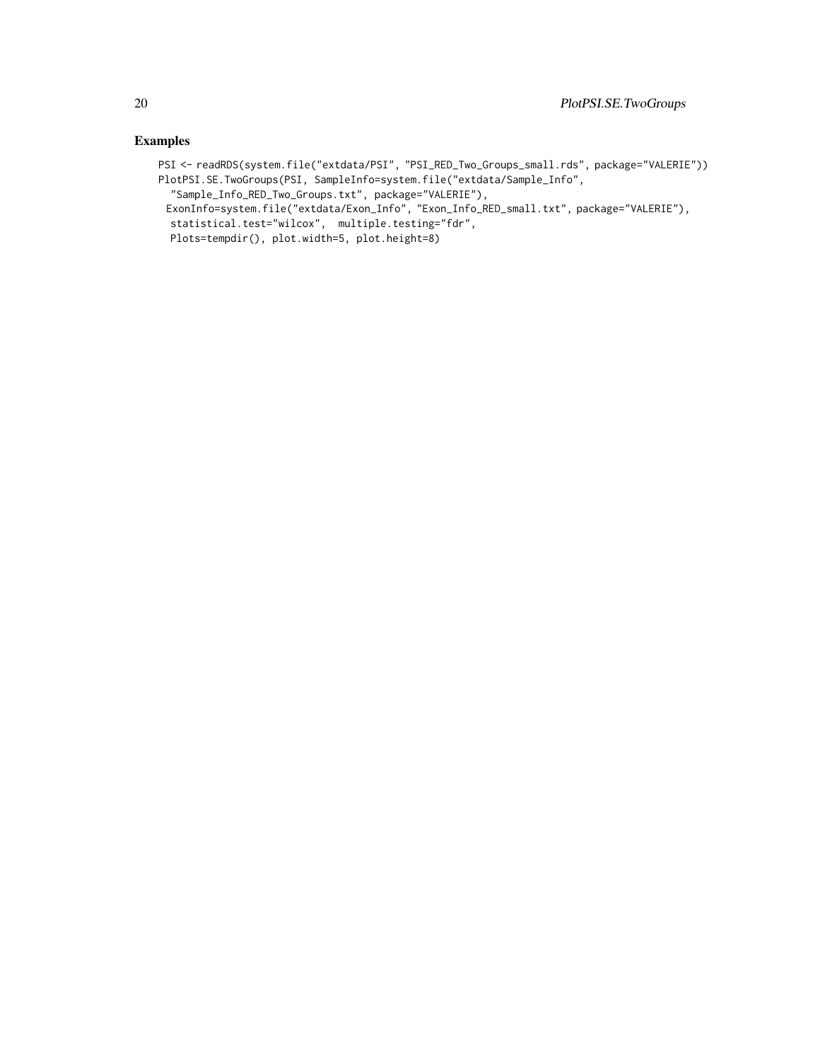## Examples

```
PSI <- readRDS(system.file("extdata/PSI", "PSI_RED_Two_Groups_small.rds", package="VALERIE"))
PlotPSI.SE.TwoGroups(PSI, SampleInfo=system.file("extdata/Sample_Info",
  "Sample_Info_RED_Two_Groups.txt", package="VALERIE"),
 ExonInfo=system.file("extdata/Exon_Info", "Exon_Info_RED_small.txt", package="VALERIE"),
  statistical.test="wilcox",  multiple.testing="fdr",
  Plots=tempdir(), plot.width=5, plot.height=8)
```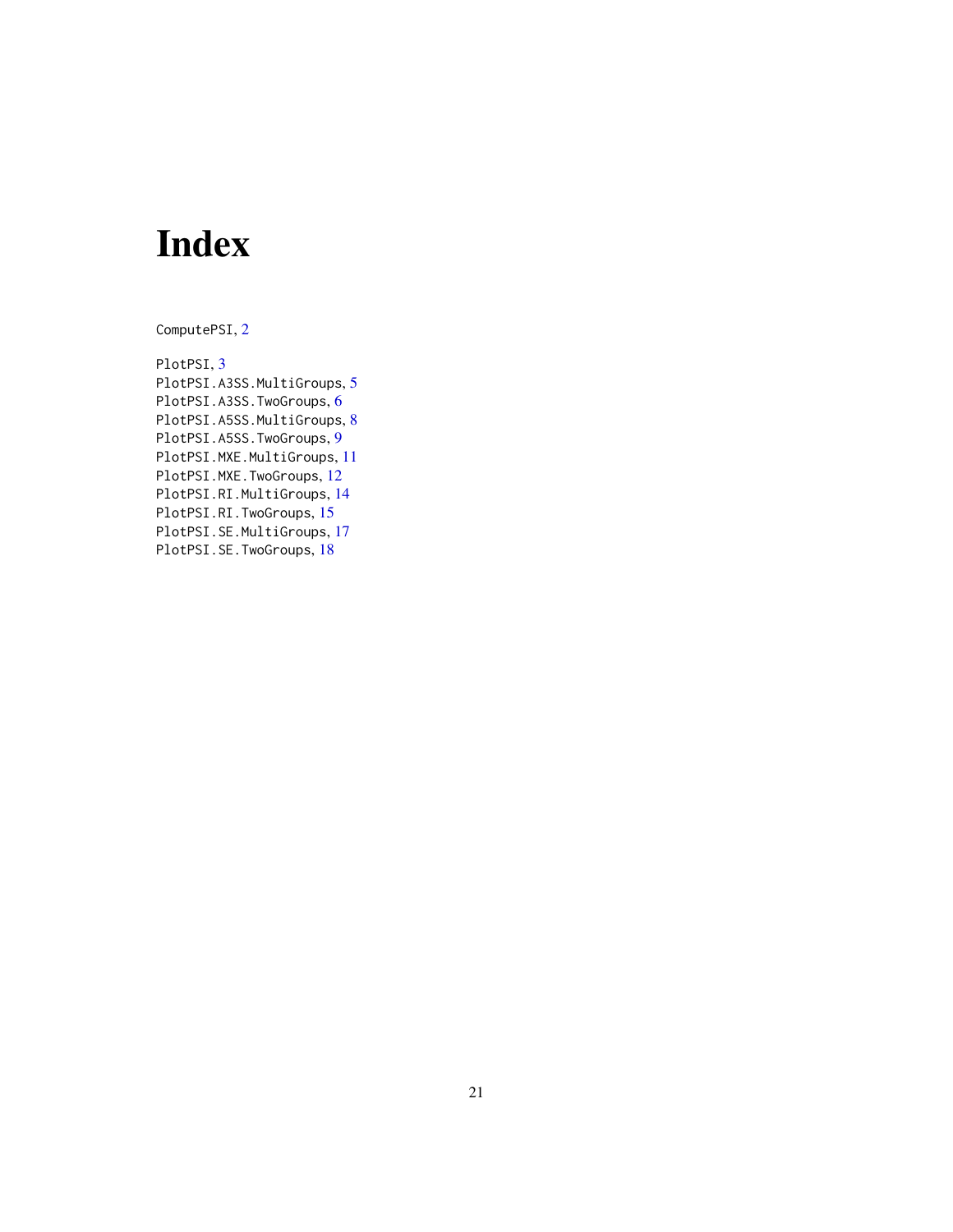# Index

ComputePSI, 2

PlotPSI, 3
PlotPSI.A3SS.MultiGroups, 5
PlotPSI.A3SS.TwoGroups, 6
PlotPSI.A5SS.MultiGroups, 8
PlotPSI.A5SS.TwoGroups, 9
PlotPSI.MXE.MultiGroups, 11
PlotPSI.MXE.TwoGroups, 12
PlotPSI.RI.MultiGroups, 14
PlotPSI.RI.TwoGroups, 15
PlotPSI.SE.MultiGroups, 17
PlotPSI.SE.TwoGroups, 18